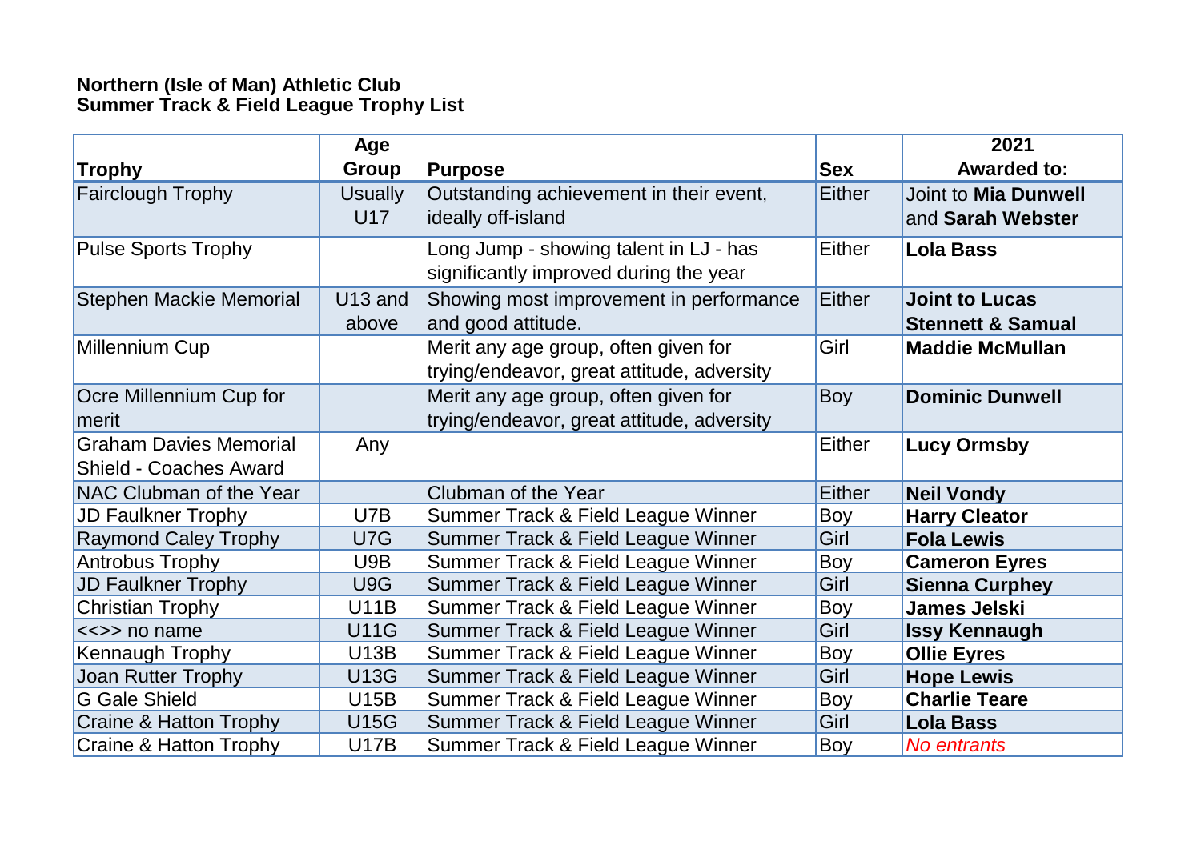**Northern (Isle of Man) Athletic Club**
**Summer Track & Field League Trophy List**

| Trophy | Age Group | Purpose | Sex | 2021 Awarded to: |
|---|---|---|---|---|
| Fairclough Trophy | Usually U17 | Outstanding achievement in their event, ideally off-island | Either | Joint to **Mia Dunwell** and **Sarah Webster** |
| Pulse Sports Trophy | | Long Jump - showing talent in LJ - has significantly improved during the year | Either | **Lola Bass** |
| Stephen Mackie Memorial | U13 and above | Showing most improvement in performance and good attitude. | Either | **Joint to Lucas Stennett & Samual** |
| Millennium Cup | | Merit any age group, often given for trying/endeavor, great attitude, adversity | Girl | **Maddie McMullan** |
| Ocre Millennium Cup for merit | | Merit any age group, often given for trying/endeavor, great attitude, adversity | Boy | **Dominic Dunwell** |
| Graham Davies Memorial Shield - Coaches Award | Any | | Either | **Lucy Ormsby** |
| NAC Clubman of the Year | | Clubman of the Year | Either | **Neil Vondy** |
| JD Faulkner Trophy | U7B | Summer Track & Field League Winner | Boy | **Harry Cleator** |
| Raymond Caley Trophy | U7G | Summer Track & Field League Winner | Girl | **Fola Lewis** |
| Antrobus Trophy | U9B | Summer Track & Field League Winner | Boy | **Cameron Eyres** |
| JD Faulkner Trophy | U9G | Summer Track & Field League Winner | Girl | **Sienna Curphey** |
| Christian Trophy | U11B | Summer Track & Field League Winner | Boy | **James Jelski** |
| <<>> no name | U11G | Summer Track & Field League Winner | Girl | **Issy Kennaugh** |
| Kennaugh Trophy | U13B | Summer Track & Field League Winner | Boy | **Ollie Eyres** |
| Joan Rutter Trophy | U13G | Summer Track & Field League Winner | Girl | **Hope Lewis** |
| G Gale Shield | U15B | Summer Track & Field League Winner | Boy | **Charlie Teare** |
| Craine & Hatton Trophy | U15G | Summer Track & Field League Winner | Girl | **Lola Bass** |
| Craine & Hatton Trophy | U17B | Summer Track & Field League Winner | Boy | *No entrants* |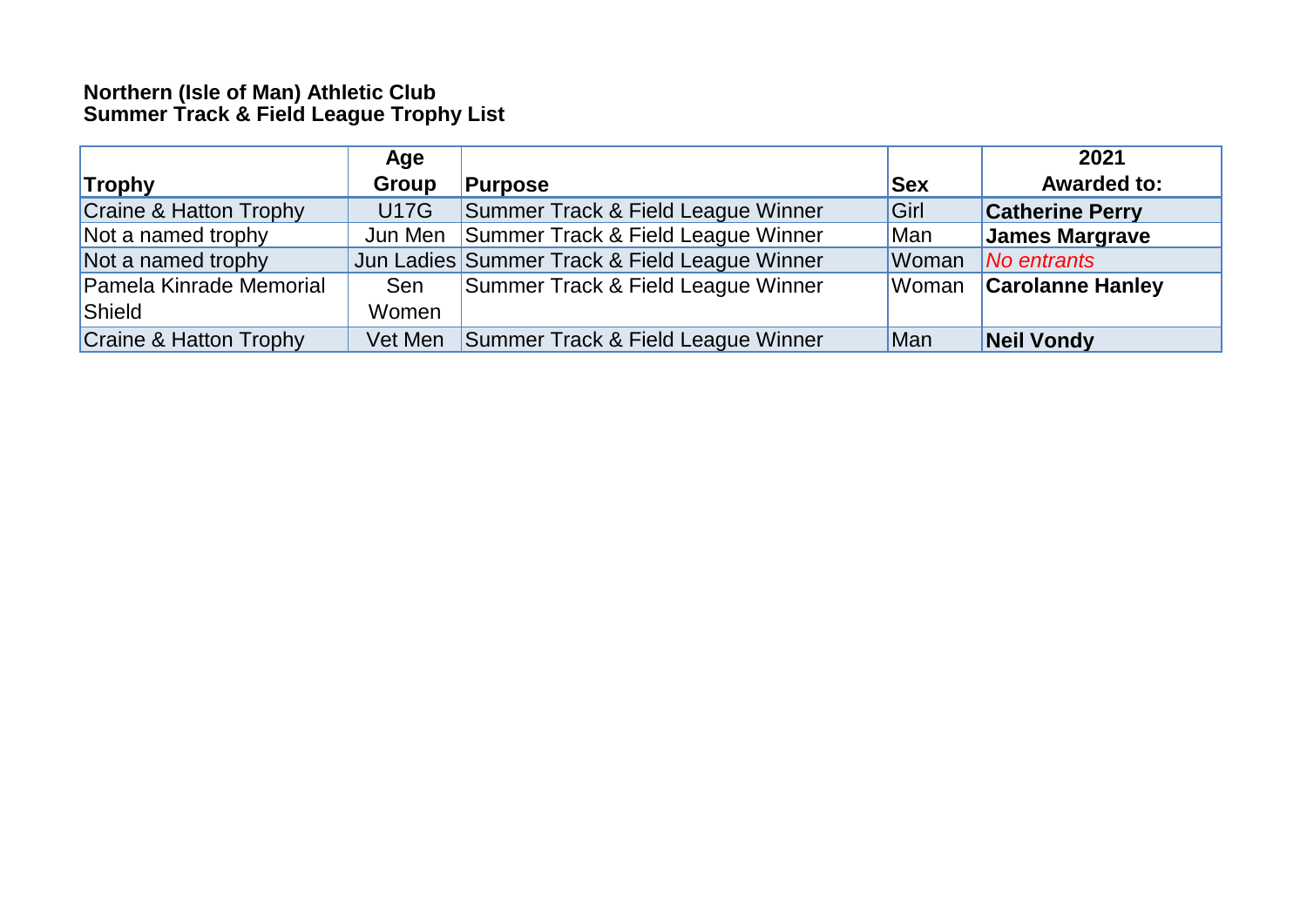**Northern (Isle of Man) Athletic Club**
**Summer Track & Field League Trophy List**

| Trophy | Age Group | Purpose | Sex | 2021 Awarded to: |
|---|---|---|---|---|
| Craine & Hatton Trophy | U17G | Summer Track & Field League Winner | Girl | **Catherine Perry** |
| Not a named trophy | Jun Men | Summer Track & Field League Winner | Man | **James Margrave** |
| Not a named trophy | Jun Ladies | Summer Track & Field League Winner | Woman | *No entrants* |
| Pamela Kinrade Memorial Shield | Sen Women | Summer Track & Field League Winner | Woman | **Carolanne Hanley** |
| Craine & Hatton Trophy | Vet Men | Summer Track & Field League Winner | Man | **Neil Vondy** |